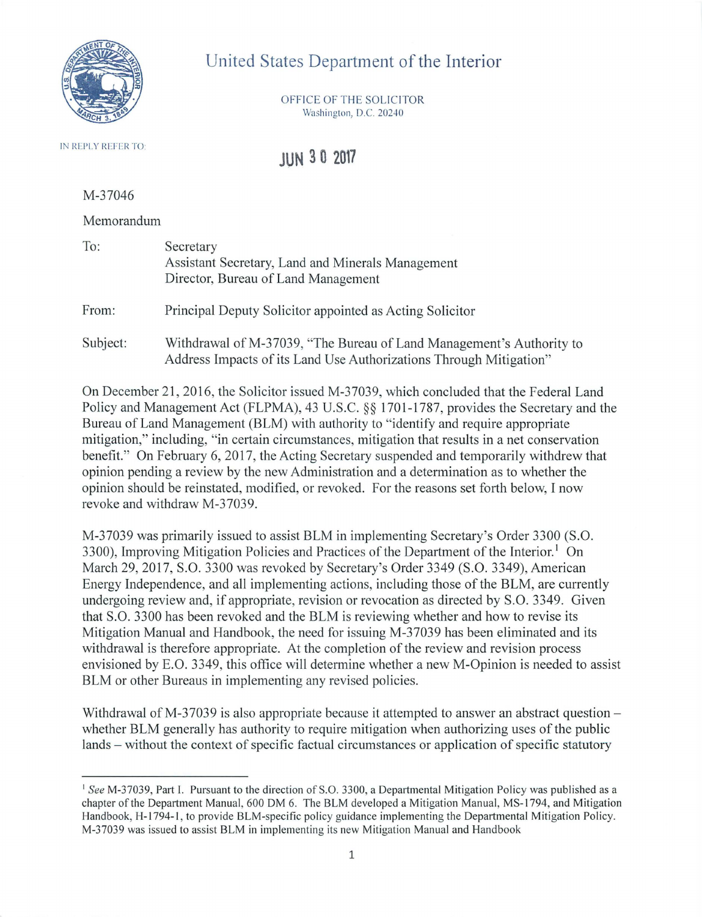# United States Department of the Interior

OFFICE OF THE SOLICITOR
Washington, D.C. 20240

IN REPLY REFER TO:

JUN 30 2017

M-37046

Memorandum

| | |
|---|---|
| To: | Secretary<br>Assistant Secretary, Land and Minerals Management<br>Director, Bureau of Land Management |
| From: | Principal Deputy Solicitor appointed as Acting Solicitor |
| Subject: | Withdrawal of M-37039, "The Bureau of Land Management's Authority to Address Impacts of its Land Use Authorizations Through Mitigation" |

On December 21, 2016, the Solicitor issued M-37039, which concluded that the Federal Land Policy and Management Act (FLPMA), 43 U.S.C. §§ 1701-1787, provides the Secretary and the Bureau of Land Management (BLM) with authority to "identify and require appropriate mitigation," including, "in certain circumstances, mitigation that results in a net conservation benefit." On February 6, 2017, the Acting Secretary suspended and temporarily withdrew that opinion pending a review by the new Administration and a determination as to whether the opinion should be reinstated, modified, or revoked. For the reasons set forth below, I now revoke and withdraw M-37039.

M-37039 was primarily issued to assist BLM in implementing Secretary's Order 3300 (S.O. 3300), Improving Mitigation Policies and Practices of the Department of the Interior.[1] On March 29, 2017, S.O. 3300 was revoked by Secretary's Order 3349 (S.O. 3349), American Energy Independence, and all implementing actions, including those of the BLM, are currently undergoing review and, if appropriate, revision or revocation as directed by S.O. 3349. Given that S.O. 3300 has been revoked and the BLM is reviewing whether and how to revise its Mitigation Manual and Handbook, the need for issuing M-37039 has been eliminated and its withdrawal is therefore appropriate. At the completion of the review and revision process envisioned by E.O. 3349, this office will determine whether a new M-Opinion is needed to assist BLM or other Bureaus in implementing any revised policies.

Withdrawal of M-37039 is also appropriate because it attempted to answer an abstract question – whether BLM generally has authority to require mitigation when authorizing uses of the public lands – without the context of specific factual circumstances or application of specific statutory

---

[1] *See* M-37039, Part I. Pursuant to the direction of S.O. 3300, a Departmental Mitigation Policy was published as a chapter of the Department Manual, 600 DM 6. The BLM developed a Mitigation Manual, MS-1794, and Mitigation Handbook, H-1794-1, to provide BLM-specific policy guidance implementing the Departmental Mitigation Policy. M-37039 was issued to assist BLM in implementing its new Mitigation Manual and Handbook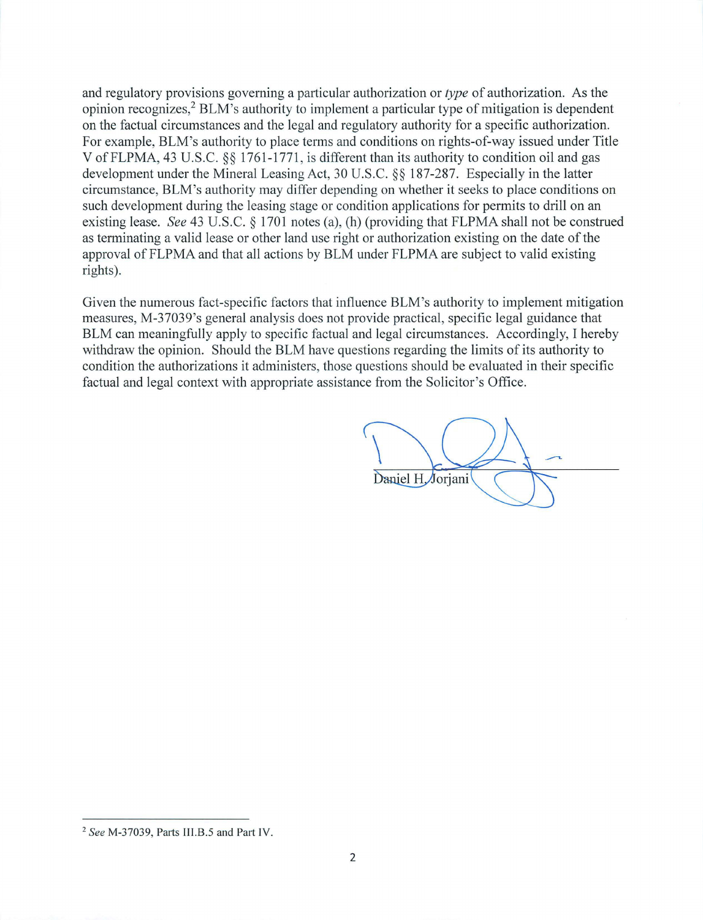and regulatory provisions governing a particular authorization or *type* of authorization. As the opinion recognizes,[2] BLM's authority to implement a particular type of mitigation is dependent on the factual circumstances and the legal and regulatory authority for a specific authorization. For example, BLM's authority to place terms and conditions on rights-of-way issued under Title V of FLPMA, 43 U.S.C. §§ 1761-1771, is different than its authority to condition oil and gas development under the Mineral Leasing Act, 30 U.S.C. §§ 187-287. Especially in the latter circumstance, BLM's authority may differ depending on whether it seeks to place conditions on such development during the leasing stage or condition applications for permits to drill on an existing lease. *See* 43 U.S.C. § 1701 notes (a), (h) (providing that FLPMA shall not be construed as terminating a valid lease or other land use right or authorization existing on the date of the approval of FLPMA and that all actions by BLM under FLPMA are subject to valid existing rights).

Given the numerous fact-specific factors that influence BLM's authority to implement mitigation measures, M-37039's general analysis does not provide practical, specific legal guidance that BLM can meaningfully apply to specific factual and legal circumstances. Accordingly, I hereby withdraw the opinion. Should the BLM have questions regarding the limits of its authority to condition the authorizations it administers, those questions should be evaluated in their specific factual and legal context with appropriate assistance from the Solicitor's Office.

Daniel H. Jorjani

---

[2] *See* M-37039, Parts III.B.5 and Part IV.